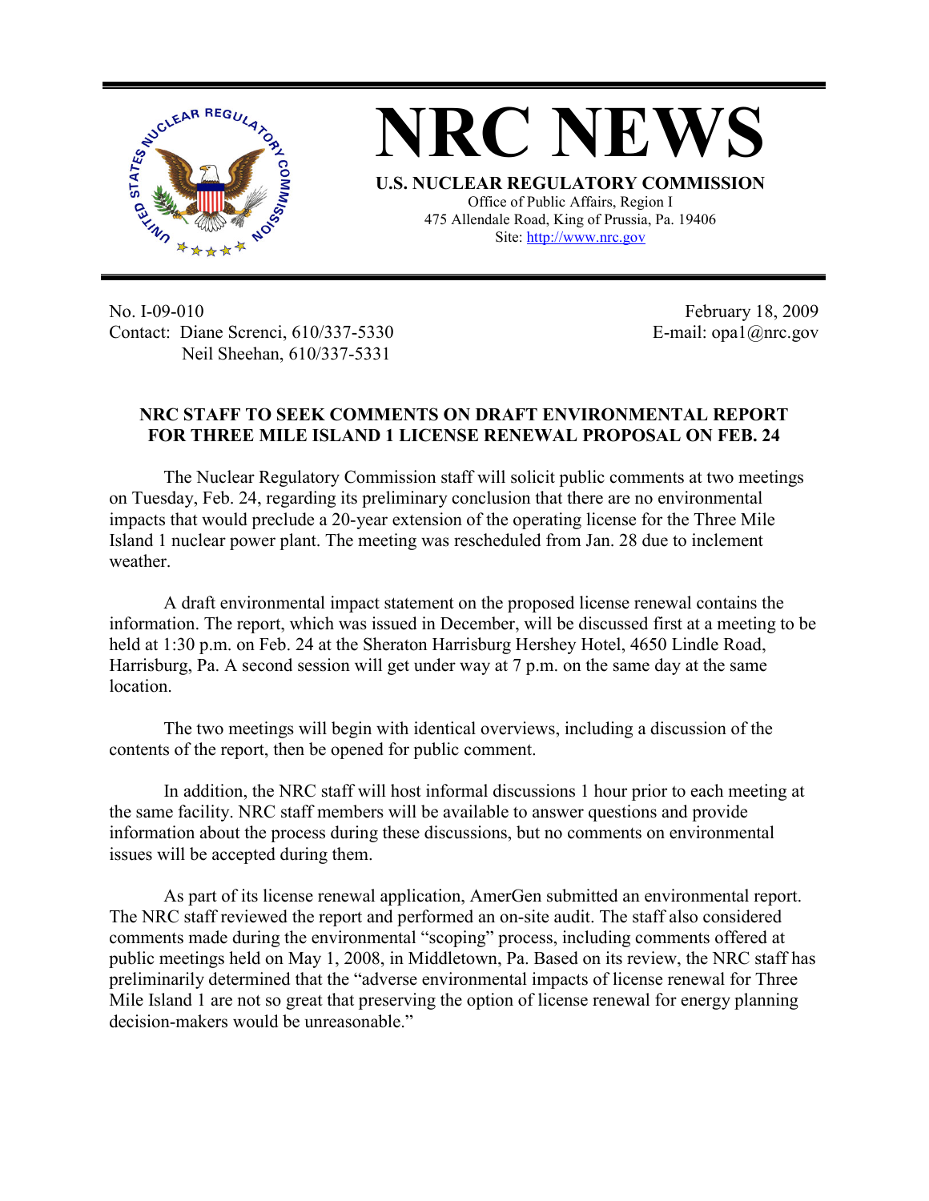# NRC NEWS

**U.S. NUCLEAR REGULATORY COMMISSION**

Office of Public Affairs, Region I
475 Allendale Road, King of Prussia, Pa. 19406
Site: http://www.nrc.gov

No. I-09-010
Contact: Diane Screnci, 610/337-5330
Neil Sheehan, 610/337-5331

February 18, 2009
E-mail: opa1@nrc.gov

**NRC STAFF TO SEEK COMMENTS ON DRAFT ENVIRONMENTAL REPORT FOR THREE MILE ISLAND 1 LICENSE RENEWAL PROPOSAL ON FEB. 24**

The Nuclear Regulatory Commission staff will solicit public comments at two meetings on Tuesday, Feb. 24, regarding its preliminary conclusion that there are no environmental impacts that would preclude a 20-year extension of the operating license for the Three Mile Island 1 nuclear power plant. The meeting was rescheduled from Jan. 28 due to inclement weather.

A draft environmental impact statement on the proposed license renewal contains the information. The report, which was issued in December, will be discussed first at a meeting to be held at 1:30 p.m. on Feb. 24 at the Sheraton Harrisburg Hershey Hotel, 4650 Lindle Road, Harrisburg, Pa. A second session will get under way at 7 p.m. on the same day at the same location.

The two meetings will begin with identical overviews, including a discussion of the contents of the report, then be opened for public comment.

In addition, the NRC staff will host informal discussions 1 hour prior to each meeting at the same facility. NRC staff members will be available to answer questions and provide information about the process during these discussions, but no comments on environmental issues will be accepted during them.

As part of its license renewal application, AmerGen submitted an environmental report. The NRC staff reviewed the report and performed an on-site audit. The staff also considered comments made during the environmental "scoping" process, including comments offered at public meetings held on May 1, 2008, in Middletown, Pa. Based on its review, the NRC staff has preliminarily determined that the "adverse environmental impacts of license renewal for Three Mile Island 1 are not so great that preserving the option of license renewal for energy planning decision-makers would be unreasonable."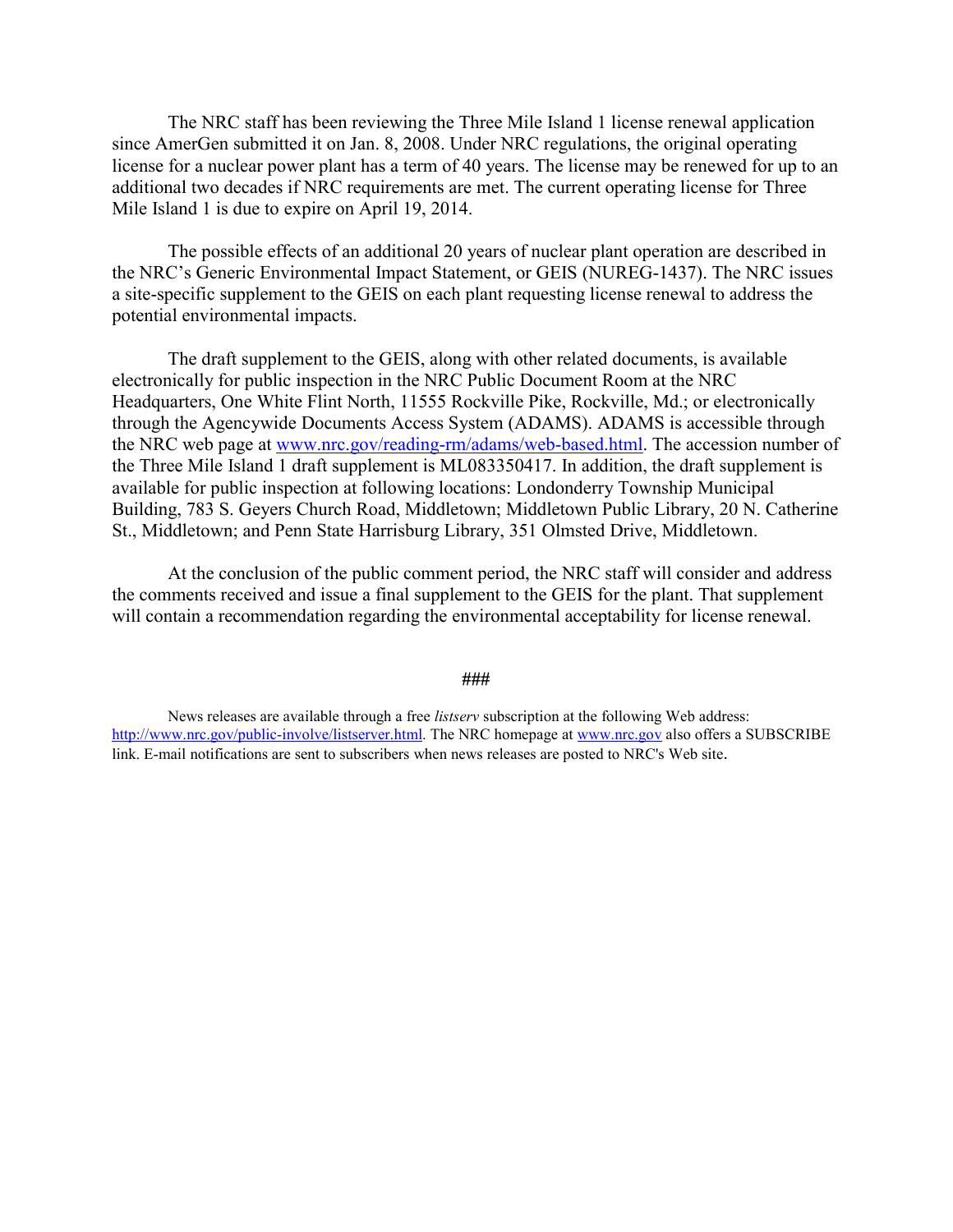The NRC staff has been reviewing the Three Mile Island 1 license renewal application since AmerGen submitted it on Jan. 8, 2008. Under NRC regulations, the original operating license for a nuclear power plant has a term of 40 years. The license may be renewed for up to an additional two decades if NRC requirements are met. The current operating license for Three Mile Island 1 is due to expire on April 19, 2014.

The possible effects of an additional 20 years of nuclear plant operation are described in the NRC's Generic Environmental Impact Statement, or GEIS (NUREG-1437). The NRC issues a site-specific supplement to the GEIS on each plant requesting license renewal to address the potential environmental impacts.

The draft supplement to the GEIS, along with other related documents, is available electronically for public inspection in the NRC Public Document Room at the NRC Headquarters, One White Flint North, 11555 Rockville Pike, Rockville, Md.; or electronically through the Agencywide Documents Access System (ADAMS). ADAMS is accessible through the NRC web page at [www.nrc.gov/reading-rm/adams/web-based.html](www.nrc.gov/reading-rm/adams/web-based.html). The accession number of the Three Mile Island 1 draft supplement is ML083350417. In addition, the draft supplement is available for public inspection at following locations: Londonderry Township Municipal Building, 783 S. Geyers Church Road, Middletown; Middletown Public Library, 20 N. Catherine St., Middletown; and Penn State Harrisburg Library, 351 Olmsted Drive, Middletown.

At the conclusion of the public comment period, the NRC staff will consider and address the comments received and issue a final supplement to the GEIS for the plant. That supplement will contain a recommendation regarding the environmental acceptability for license renewal.

###

News releases are available through a free *listserv* subscription at the following Web address: [http://www.nrc.gov/public-involve/listserver.html](http://www.nrc.gov/public-involve/listserver.html). The NRC homepage at [www.nrc.gov](www.nrc.gov) also offers a SUBSCRIBE link. E-mail notifications are sent to subscribers when news releases are posted to NRC's Web site.